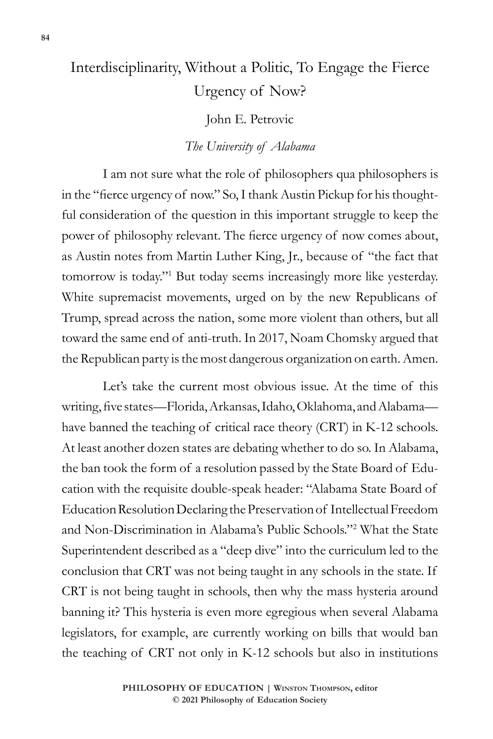# Interdisciplinarity, Without a Politic, To Engage the Fierce Urgency of Now?

John E. Petrovic

*The University of Alabama*

I am not sure what the role of philosophers qua philosophers is in the "fierce urgency of now." So, I thank Austin Pickup for his thoughtful consideration of the question in this important struggle to keep the power of philosophy relevant. The fierce urgency of now comes about, as Austin notes from Martin Luther King, Jr., because of "the fact that tomorrow is today."[1] But today seems increasingly more like yesterday. White supremacist movements, urged on by the new Republicans of Trump, spread across the nation, some more violent than others, but all toward the same end of anti-truth. In 2017, Noam Chomsky argued that the Republican party is the most dangerous organization on earth. Amen.

Let's take the current most obvious issue. At the time of this writing, five states—Florida, Arkansas, Idaho, Oklahoma, and Alabama—have banned the teaching of critical race theory (CRT) in K-12 schools. At least another dozen states are debating whether to do so. In Alabama, the ban took the form of a resolution passed by the State Board of Education with the requisite double-speak header: "Alabama State Board of Education Resolution Declaring the Preservation of Intellectual Freedom and Non-Discrimination in Alabama's Public Schools."[2] What the State Superintendent described as a "deep dive" into the curriculum led to the conclusion that CRT was not being taught in any schools in the state. If CRT is not being taught in schools, then why the mass hysteria around banning it? This hysteria is even more egregious when several Alabama legislators, for example, are currently working on bills that would ban the teaching of CRT not only in K-12 schools but also in institutions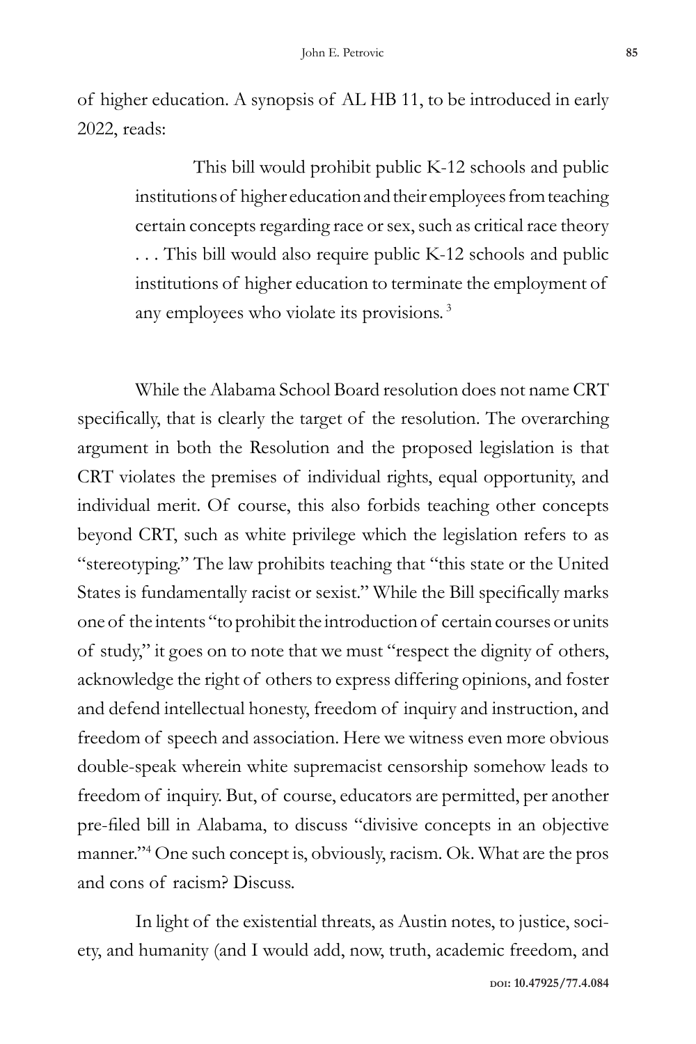of higher education. A synopsis of AL HB 11, to be introduced in early 2022, reads:

> This bill would prohibit public K-12 schools and public institutions of higher education and their employees from teaching certain concepts regarding race or sex, such as critical race theory . . . This bill would also require public K-12 schools and public institutions of higher education to terminate the employment of any employees who violate its provisions. [3]

While the Alabama School Board resolution does not name CRT specifically, that is clearly the target of the resolution. The overarching argument in both the Resolution and the proposed legislation is that CRT violates the premises of individual rights, equal opportunity, and individual merit. Of course, this also forbids teaching other concepts beyond CRT, such as white privilege which the legislation refers to as "stereotyping." The law prohibits teaching that "this state or the United States is fundamentally racist or sexist." While the Bill specifically marks one of the intents "to prohibit the introduction of certain courses or units of study," it goes on to note that we must "respect the dignity of others, acknowledge the right of others to express differing opinions, and foster and defend intellectual honesty, freedom of inquiry and instruction, and freedom of speech and association. Here we witness even more obvious double-speak wherein white supremacist censorship somehow leads to freedom of inquiry. But, of course, educators are permitted, per another pre-filed bill in Alabama, to discuss "divisive concepts in an objective manner."[4] One such concept is, obviously, racism. Ok. What are the pros and cons of racism? Discuss.

In light of the existential threats, as Austin notes, to justice, society, and humanity (and I would add, now, truth, academic freedom, and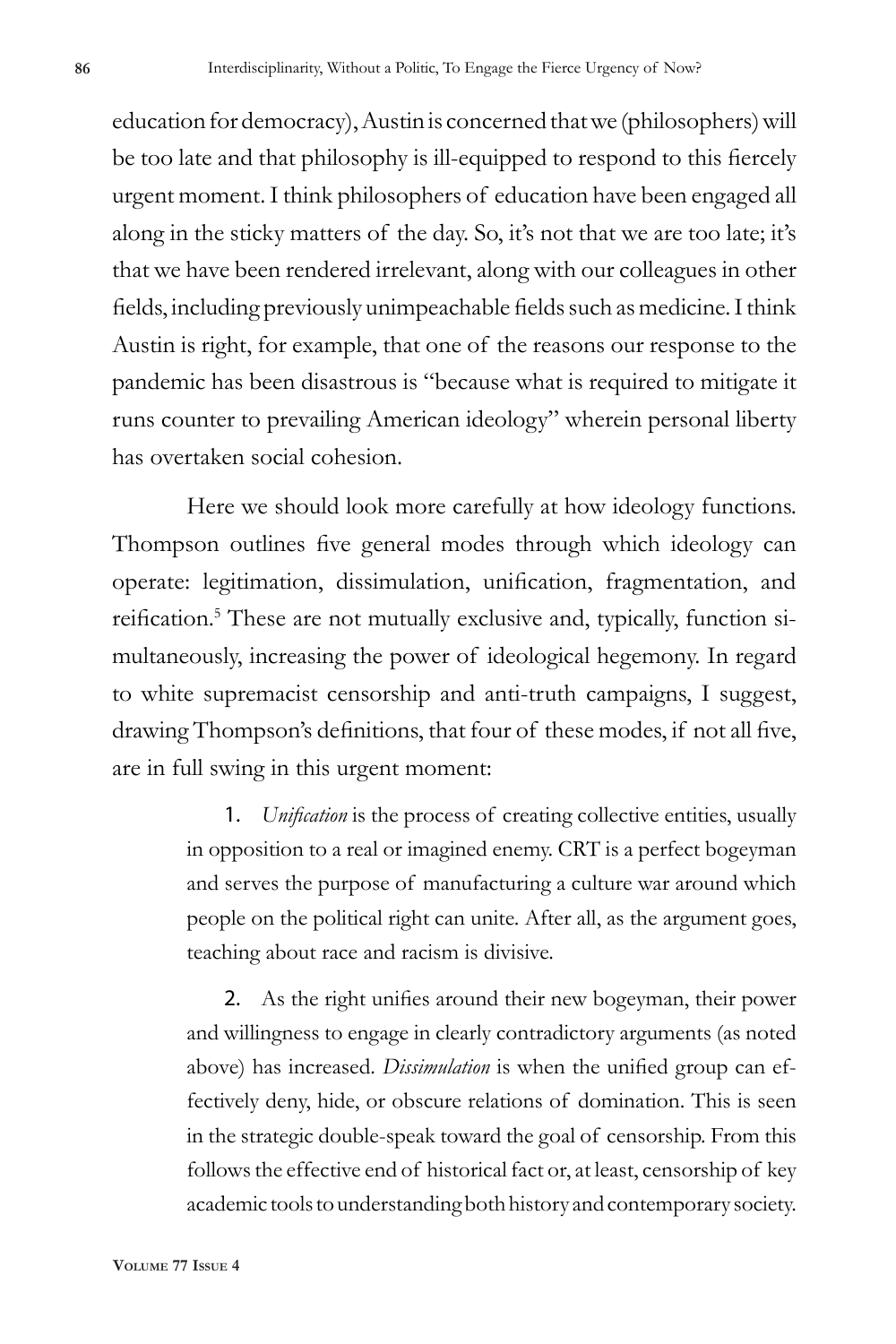education for democracy), Austin is concerned that we (philosophers) will be too late and that philosophy is ill-equipped to respond to this fiercely urgent moment. I think philosophers of education have been engaged all along in the sticky matters of the day. So, it's not that we are too late; it's that we have been rendered irrelevant, along with our colleagues in other fields, including previously unimpeachable fields such as medicine. I think Austin is right, for example, that one of the reasons our response to the pandemic has been disastrous is "because what is required to mitigate it runs counter to prevailing American ideology" wherein personal liberty has overtaken social cohesion.

Here we should look more carefully at how ideology functions. Thompson outlines five general modes through which ideology can operate: legitimation, dissimulation, unification, fragmentation, and reification.[5] These are not mutually exclusive and, typically, function simultaneously, increasing the power of ideological hegemony. In regard to white supremacist censorship and anti-truth campaigns, I suggest, drawing Thompson's definitions, that four of these modes, if not all five, are in full swing in this urgent moment:

> 1. *Unification* is the process of creating collective entities, usually in opposition to a real or imagined enemy. CRT is a perfect bogeyman and serves the purpose of manufacturing a culture war around which people on the political right can unite. After all, as the argument goes, teaching about race and racism is divisive.
>
> 2. As the right unifies around their new bogeyman, their power and willingness to engage in clearly contradictory arguments (as noted above) has increased. *Dissimulation* is when the unified group can effectively deny, hide, or obscure relations of domination. This is seen in the strategic double-speak toward the goal of censorship. From this follows the effective end of historical fact or, at least, censorship of key academic tools to understanding both history and contemporary society.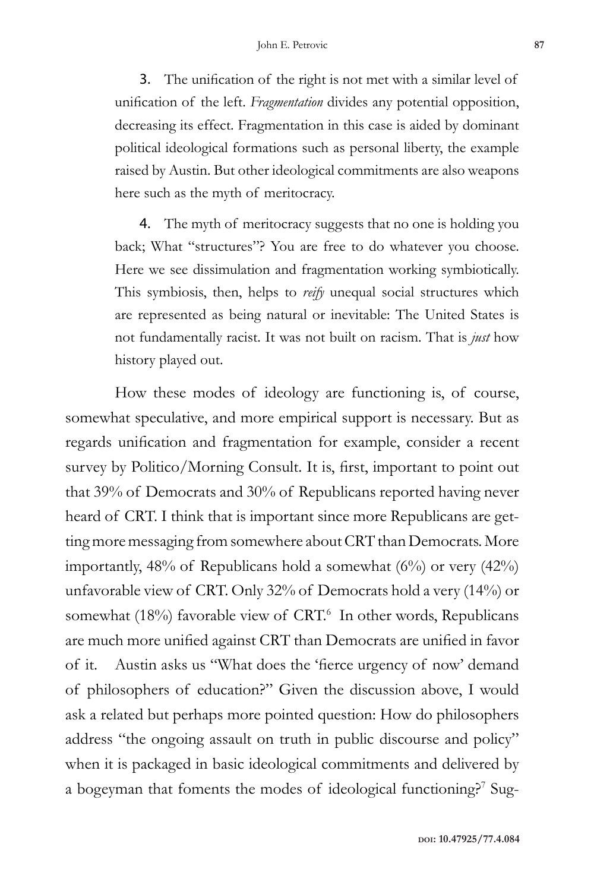3. The unification of the right is not met with a similar level of unification of the left. *Fragmentation* divides any potential opposition, decreasing its effect. Fragmentation in this case is aided by dominant political ideological formations such as personal liberty, the example raised by Austin. But other ideological commitments are also weapons here such as the myth of meritocracy.

4. The myth of meritocracy suggests that no one is holding you back; What "structures"? You are free to do whatever you choose. Here we see dissimulation and fragmentation working symbiotically. This symbiosis, then, helps to *reify* unequal social structures which are represented as being natural or inevitable: The United States is not fundamentally racist. It was not built on racism. That is *just* how history played out.

How these modes of ideology are functioning is, of course, somewhat speculative, and more empirical support is necessary. But as regards unification and fragmentation for example, consider a recent survey by Politico/Morning Consult. It is, first, important to point out that 39% of Democrats and 30% of Republicans reported having never heard of CRT. I think that is important since more Republicans are getting more messaging from somewhere about CRT than Democrats. More importantly, 48% of Republicans hold a somewhat (6%) or very (42%) unfavorable view of CRT. Only 32% of Democrats hold a very (14%) or somewhat (18%) favorable view of CRT.[6] In other words, Republicans are much more unified against CRT than Democrats are unified in favor of it. Austin asks us "What does the 'fierce urgency of now' demand of philosophers of education?" Given the discussion above, I would ask a related but perhaps more pointed question: How do philosophers address "the ongoing assault on truth in public discourse and policy" when it is packaged in basic ideological commitments and delivered by a bogeyman that foments the modes of ideological functioning?[7] Sug-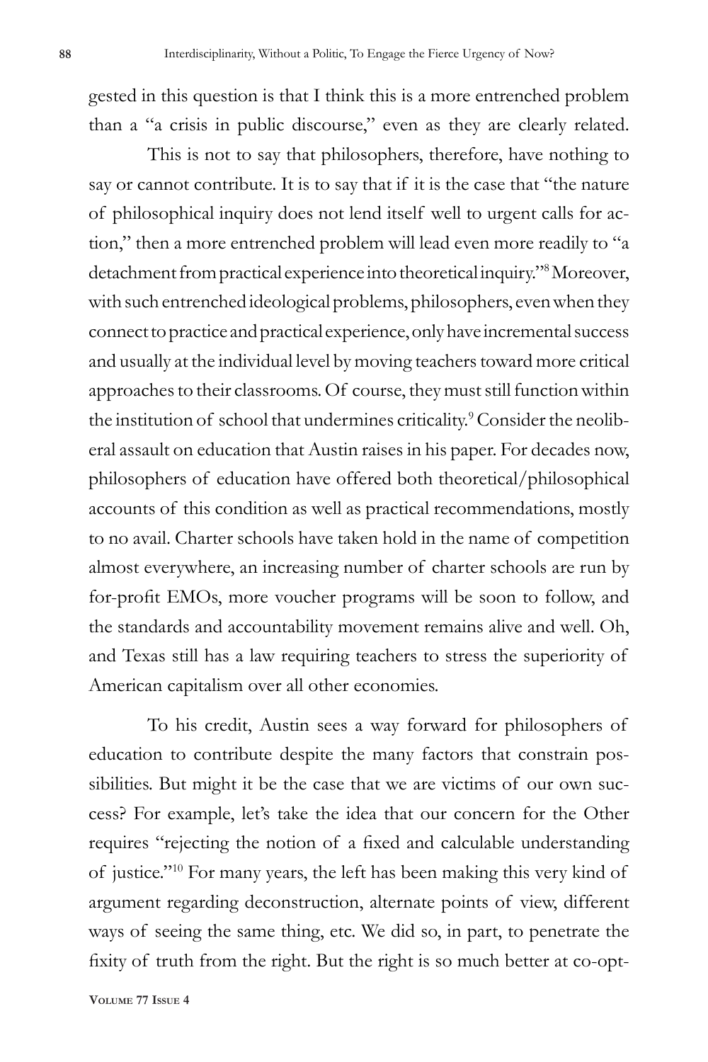gested in this question is that I think this is a more entrenched problem than a "a crisis in public discourse," even as they are clearly related.

This is not to say that philosophers, therefore, have nothing to say or cannot contribute. It is to say that if it is the case that "the nature of philosophical inquiry does not lend itself well to urgent calls for action," then a more entrenched problem will lead even more readily to "a detachment from practical experience into theoretical inquiry."[8] Moreover, with such entrenched ideological problems, philosophers, even when they connect to practice and practical experience, only have incremental success and usually at the individual level by moving teachers toward more critical approaches to their classrooms. Of course, they must still function within the institution of school that undermines criticality.[9] Consider the neoliberal assault on education that Austin raises in his paper. For decades now, philosophers of education have offered both theoretical/philosophical accounts of this condition as well as practical recommendations, mostly to no avail. Charter schools have taken hold in the name of competition almost everywhere, an increasing number of charter schools are run by for-profit EMOs, more voucher programs will be soon to follow, and the standards and accountability movement remains alive and well. Oh, and Texas still has a law requiring teachers to stress the superiority of American capitalism over all other economies.

To his credit, Austin sees a way forward for philosophers of education to contribute despite the many factors that constrain possibilities. But might it be the case that we are victims of our own success? For example, let's take the idea that our concern for the Other requires "rejecting the notion of a fixed and calculable understanding of justice."[10] For many years, the left has been making this very kind of argument regarding deconstruction, alternate points of view, different ways of seeing the same thing, etc. We did so, in part, to penetrate the fixity of truth from the right. But the right is so much better at co-opt-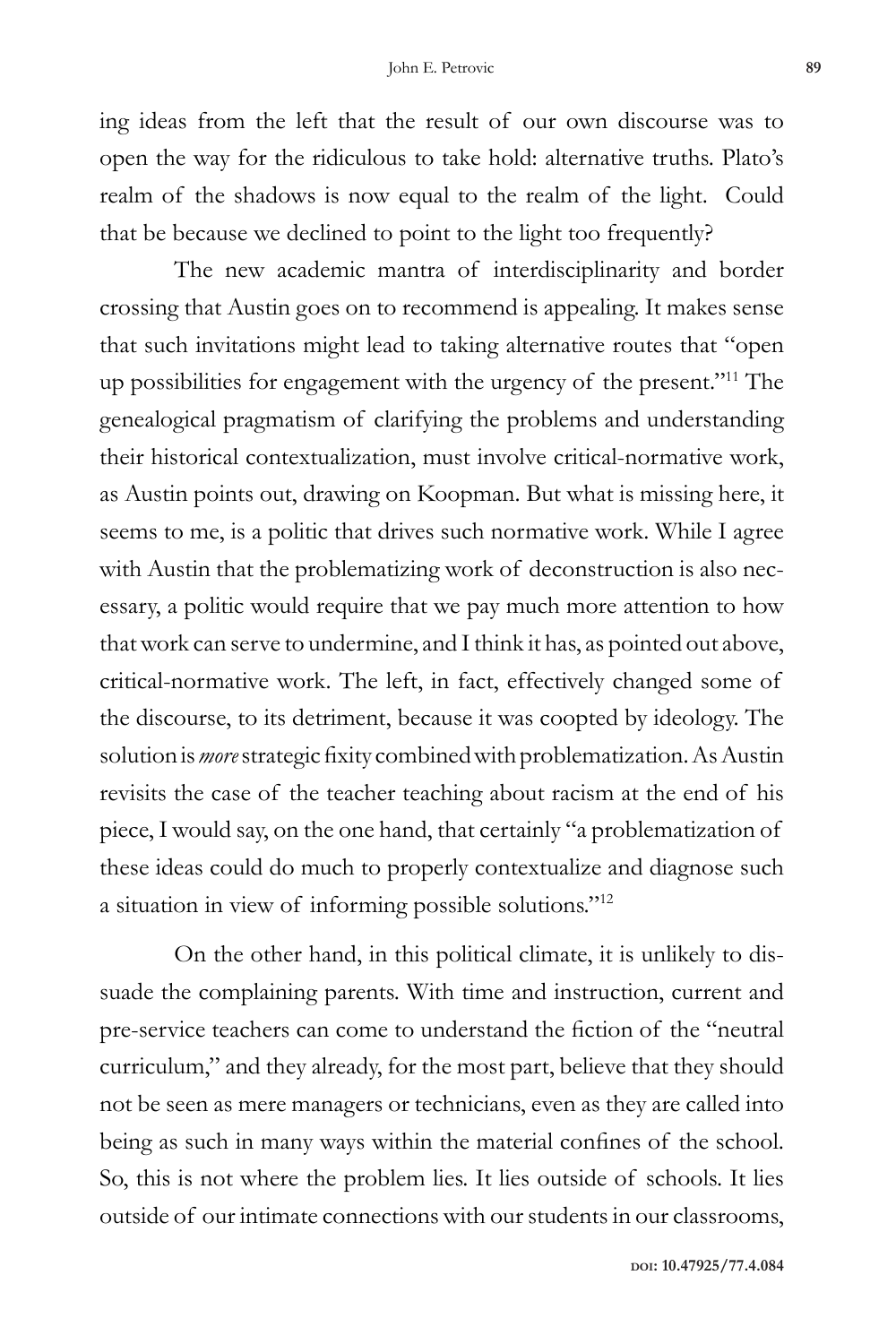ing ideas from the left that the result of our own discourse was to open the way for the ridiculous to take hold: alternative truths. Plato's realm of the shadows is now equal to the realm of the light. Could that be because we declined to point to the light too frequently?

The new academic mantra of interdisciplinarity and border crossing that Austin goes on to recommend is appealing. It makes sense that such invitations might lead to taking alternative routes that "open up possibilities for engagement with the urgency of the present."[11] The genealogical pragmatism of clarifying the problems and understanding their historical contextualization, must involve critical-normative work, as Austin points out, drawing on Koopman. But what is missing here, it seems to me, is a politic that drives such normative work. While I agree with Austin that the problematizing work of deconstruction is also necessary, a politic would require that we pay much more attention to how that work can serve to undermine, and I think it has, as pointed out above, critical-normative work. The left, in fact, effectively changed some of the discourse, to its detriment, because it was coopted by ideology. The solution is *more* strategic fixity combined with problematization. As Austin revisits the case of the teacher teaching about racism at the end of his piece, I would say, on the one hand, that certainly "a problematization of these ideas could do much to properly contextualize and diagnose such a situation in view of informing possible solutions."[12]

On the other hand, in this political climate, it is unlikely to dissuade the complaining parents. With time and instruction, current and pre-service teachers can come to understand the fiction of the "neutral curriculum," and they already, for the most part, believe that they should not be seen as mere managers or technicians, even as they are called into being as such in many ways within the material confines of the school. So, this is not where the problem lies. It lies outside of schools. It lies outside of our intimate connections with our students in our classrooms,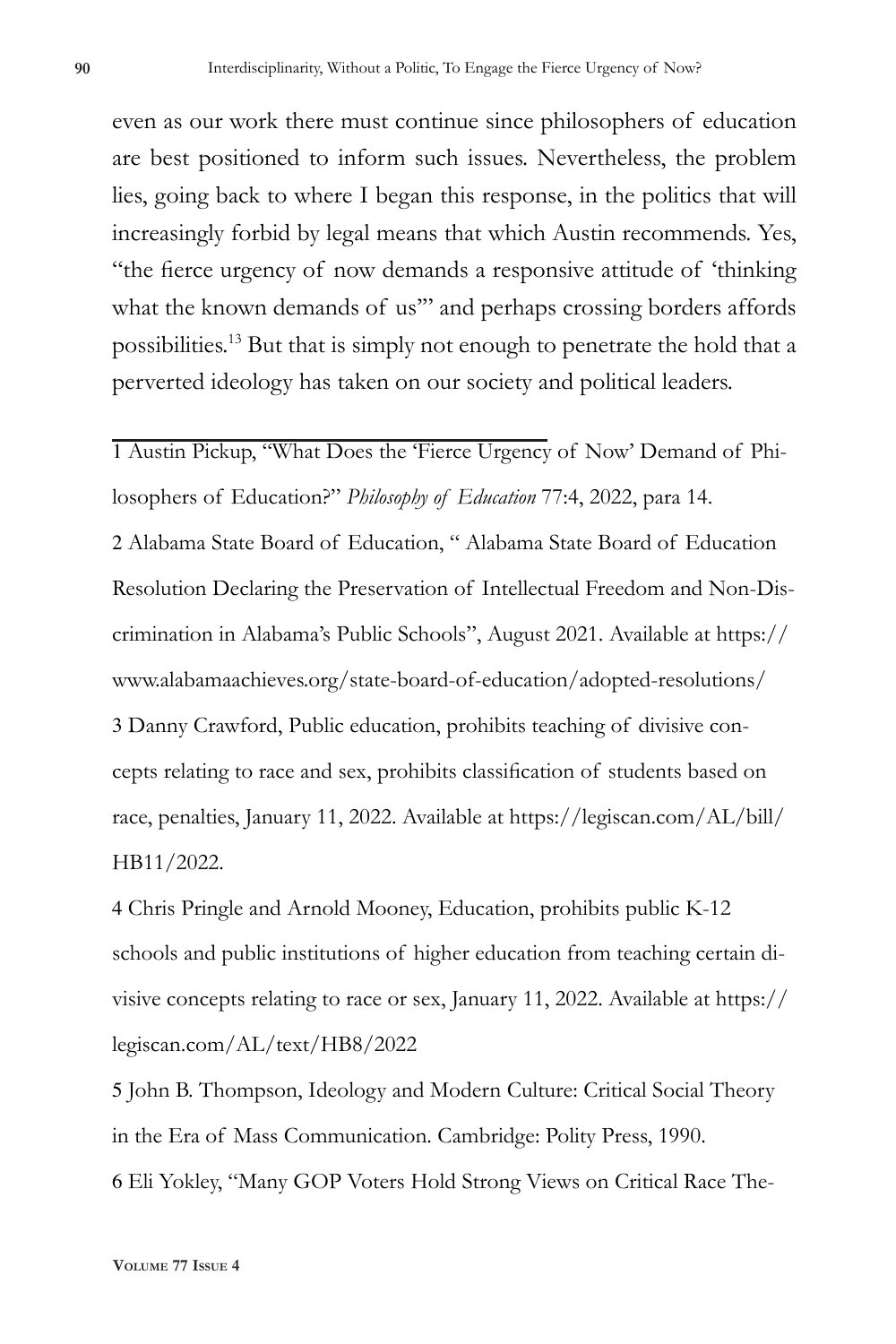even as our work there must continue since philosophers of education are best positioned to inform such issues. Nevertheless, the problem lies, going back to where I began this response, in the politics that will increasingly forbid by legal means that which Austin recommends. Yes, "the fierce urgency of now demands a responsive attitude of 'thinking what the known demands of us'" and perhaps crossing borders affords possibilities.[13] But that is simply not enough to penetrate the hold that a perverted ideology has taken on our society and political leaders.

---

1 Austin Pickup, "What Does the 'Fierce Urgency of Now' Demand of Philosophers of Education?" *Philosophy of Education* 77:4, 2022, para 14.

2 Alabama State Board of Education, " Alabama State Board of Education Resolution Declaring the Preservation of Intellectual Freedom and Non-Discrimination in Alabama's Public Schools", August 2021. Available at https://www.alabamaachieves.org/state-board-of-education/adopted-resolutions/

3 Danny Crawford, Public education, prohibits teaching of divisive concepts relating to race and sex, prohibits classification of students based on race, penalties, January 11, 2022. Available at https://legiscan.com/AL/bill/HB11/2022.

4 Chris Pringle and Arnold Mooney, Education, prohibits public K-12 schools and public institutions of higher education from teaching certain divisive concepts relating to race or sex, January 11, 2022. Available at https://legiscan.com/AL/text/HB8/2022

5 John B. Thompson, Ideology and Modern Culture: Critical Social Theory in the Era of Mass Communication. Cambridge: Polity Press, 1990.

6 Eli Yokley, "Many GOP Voters Hold Strong Views on Critical Race The-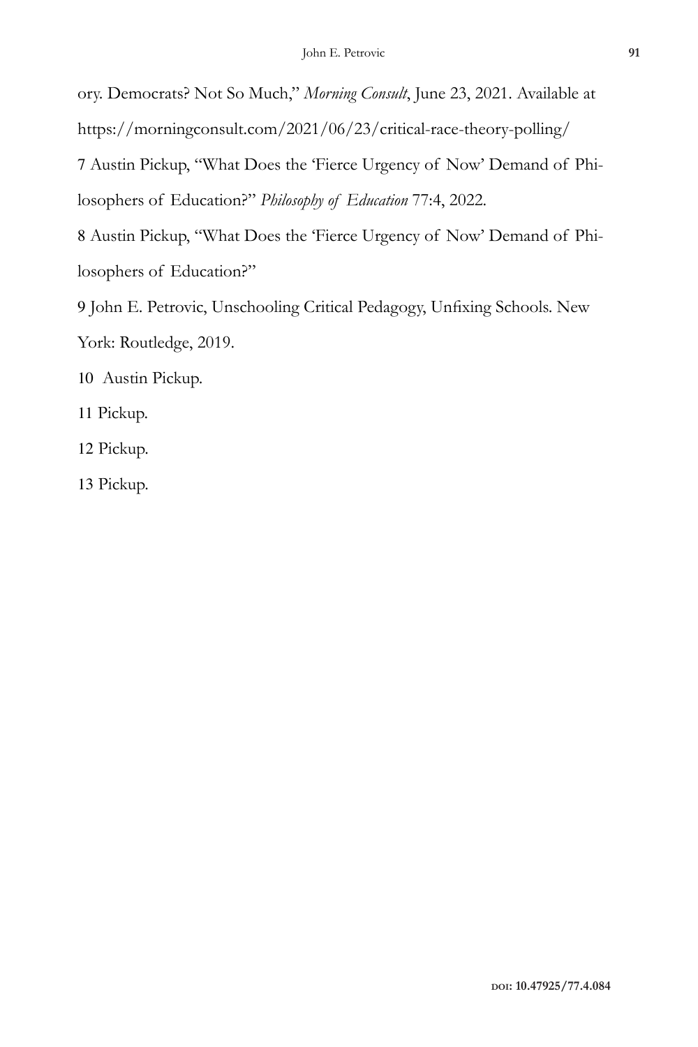ory. Democrats? Not So Much," *Morning Consult*, June 23, 2021. Available at https://morningconsult.com/2021/06/23/critical-race-theory-polling/

7 Austin Pickup, "What Does the 'Fierce Urgency of Now' Demand of Philosophers of Education?" *Philosophy of Education* 77:4, 2022.

8 Austin Pickup, "What Does the 'Fierce Urgency of Now' Demand of Philosophers of Education?"

9 John E. Petrovic, Unschooling Critical Pedagogy, Unfixing Schools. New York: Routledge, 2019.

10 Austin Pickup.

11 Pickup.

12 Pickup.

13 Pickup.